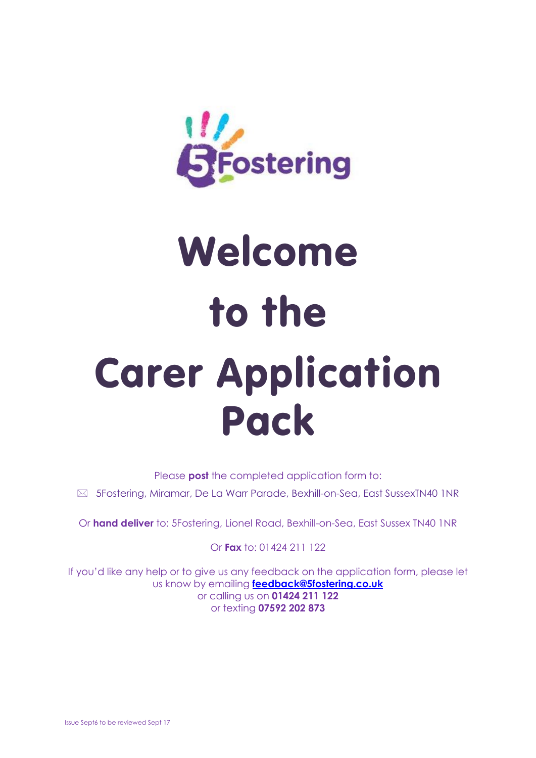5Fostering

# Welcome to the Carer Application Pack

Please **post** the completed application form to:

✉ 5Fostering, Miramar, De La Warr Parade, Bexhill-on-Sea, East SussexTN40 1NR

Or **hand deliver** to: 5Fostering, Lionel Road, Bexhill-on-Sea, East Sussex TN40 1NR

Or **Fax** to: 01424 211 122

If you'd like any help or to give us any feedback on the application form, please let us know by emailing **feedback@5fostering.co.uk**
or calling us on **01424 211 122**
or texting **07592 202 873**

Issue Sept6 to be reviewed Sept 17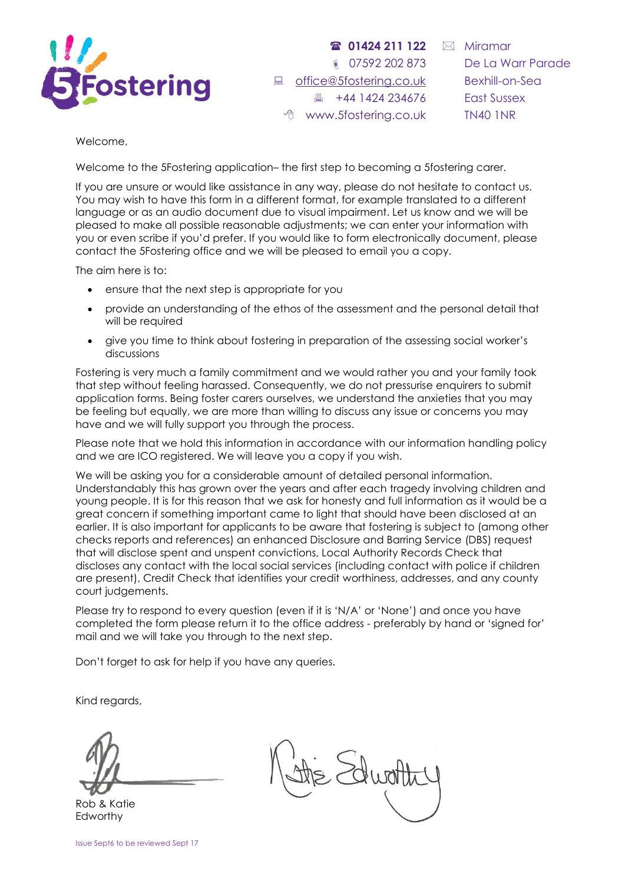**5Fostering**

☎ **01424 211 122**
07592 202 873
office@5fostering.co.uk
+44 1424 234676
www.5fostering.co.uk

Miramar
De La Warr Parade
Bexhill-on-Sea
East Sussex
TN40 1NR

Welcome,

Welcome to the 5Fostering application– the first step to becoming a 5fostering carer.

If you are unsure or would like assistance in any way, please do not hesitate to contact us. You may wish to have this form in a different format, for example translated to a different language or as an audio document due to visual impairment. Let us know and we will be pleased to make all possible reasonable adjustments; we can enter your information with you or even scribe if you'd prefer. If you would like to form electronically document, please contact the 5Fostering office and we will be pleased to email you a copy.

The aim here is to:

- ensure that the next step is appropriate for you
- provide an understanding of the ethos of the assessment and the personal detail that will be required
- give you time to think about fostering in preparation of the assessing social worker's discussions

Fostering is very much a family commitment and we would rather you and your family took that step without feeling harassed. Consequently, we do not pressurise enquirers to submit application forms. Being foster carers ourselves, we understand the anxieties that you may be feeling but equally, we are more than willing to discuss any issue or concerns you may have and we will fully support you through the process.

Please note that we hold this information in accordance with our information handling policy and we are ICO registered. We will leave you a copy if you wish.

We will be asking you for a considerable amount of detailed personal information. Understandably this has grown over the years and after each tragedy involving children and young people. It is for this reason that we ask for honesty and full information as it would be a great concern if something important came to light that should have been disclosed at an earlier. It is also important for applicants to be aware that fostering is subject to (among other checks reports and references) an enhanced Disclosure and Barring Service (DBS) request that will disclose spent and unspent convictions, Local Authority Records Check that discloses any contact with the local social services (including contact with police if children are present), Credit Check that identifies your credit worthiness, addresses, and any county court judgements.

Please try to respond to every question (even if it is 'N/A' or 'None') and once you have completed the form please return it to the office address - preferably by hand or 'signed for' mail and we will take you through to the next step.

Don't forget to ask for help if you have any queries.

Kind regards,

Rob & Katie
Edworthy

Issue Sept6 to be reviewed Sept 17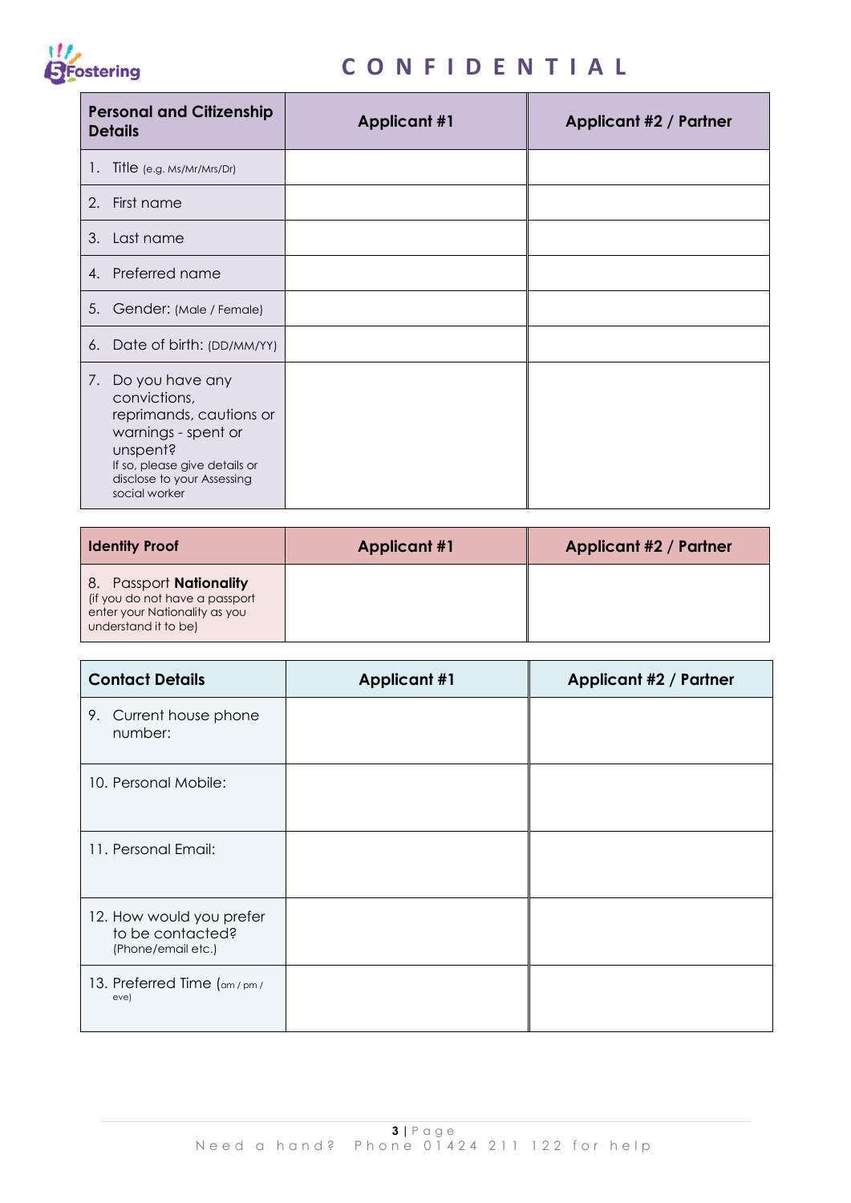# C O N F I D E N T I A L

| Personal and Citizenship Details | Applicant #1 | Applicant #2 / Partner |
|---|---|---|
| 1. Title (e.g. Ms/Mr/Mrs/Dr) | | |
| 2. First name | | |
| 3. Last name | | |
| 4. Preferred name | | |
| 5. Gender: (Male / Female) | | |
| 6. Date of birth: (DD/MM/YY) | | |
| 7. Do you have any convictions, reprimands, cautions or warnings - spent or unspent? If so, please give details or disclose to your Assessing social worker | | |

| Identity Proof | Applicant #1 | Applicant #2 / Partner |
|---|---|---|
| 8. Passport **Nationality** (if you do not have a passport enter your Nationality as you understand it to be) | | |

| Contact Details | Applicant #1 | Applicant #2 / Partner |
|---|---|---|
| 9. Current house phone number: | | |
| 10. Personal Mobile: | | |
| 11. Personal Email: | | |
| 12. How would you prefer to be contacted? (Phone/email etc.) | | |
| 13. Preferred Time (am / pm / eve) | | |

Need a hand? Phone 01424 211 122 for help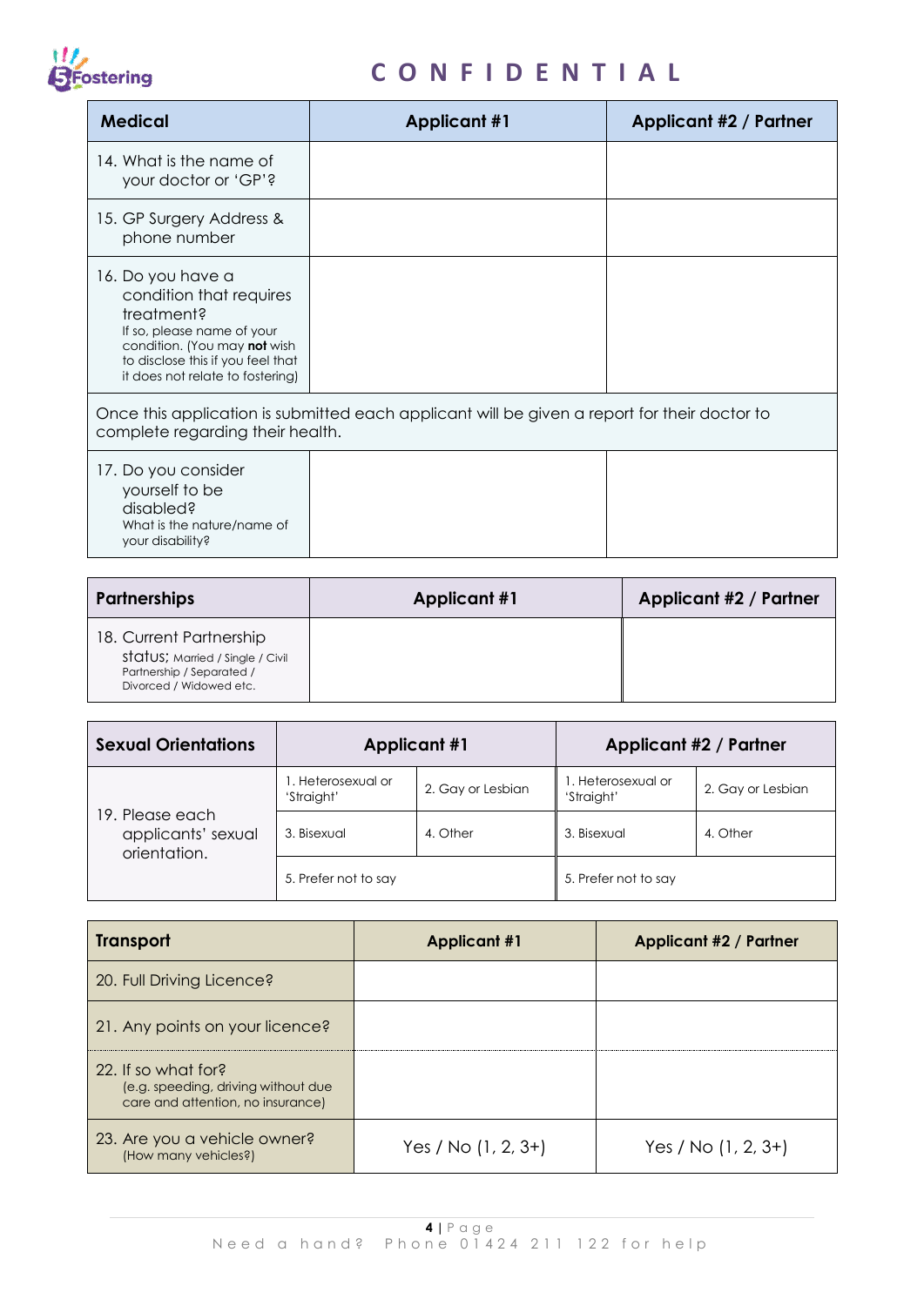**C O N F I D E N T I A L**

| Medical | Applicant #1 | Applicant #2 / Partner |
|---|---|---|
| 14. What is the name of your doctor or 'GP'? | | |
| 15. GP Surgery Address & phone number | | |
| 16. Do you have a condition that requires treatment? If so, please name of your condition. (You may **not** wish to disclose this if you feel that it does not relate to fostering) | | |
| Once this application is submitted each applicant will be given a report for their doctor to complete regarding their health. | | |
| 17. Do you consider yourself to be disabled? What is the nature/name of your disability? | | |

| Partnerships | Applicant #1 | Applicant #2 / Partner |
|---|---|---|
| 18. Current Partnership status; Married / Single / Civil Partnership / Separated / Divorced / Widowed etc. | | |

| Sexual Orientations | Applicant #1 | | Applicant #2 / Partner | |
|---|---|---|---|---|
| 19. Please each applicants' sexual orientation. | 1. Heterosexual or 'Straight' | 2. Gay or Lesbian | 1. Heterosexual or 'Straight' | 2. Gay or Lesbian |
| | 3. Bisexual | 4. Other | 3. Bisexual | 4. Other |
| | 5. Prefer not to say | | 5. Prefer not to say | |

| Transport | Applicant #1 | Applicant #2 / Partner |
|---|---|---|
| 20. Full Driving Licence? | | |
| 21. Any points on your licence? | | |
| 22. If so what for? (e.g. speeding, driving without due care and attention, no insurance) | | |
| 23. Are you a vehicle owner? (How many vehicles?) | Yes / No (1, 2, 3+) | Yes / No (1, 2, 3+) |

Need a hand? Phone 01424 211 122 for help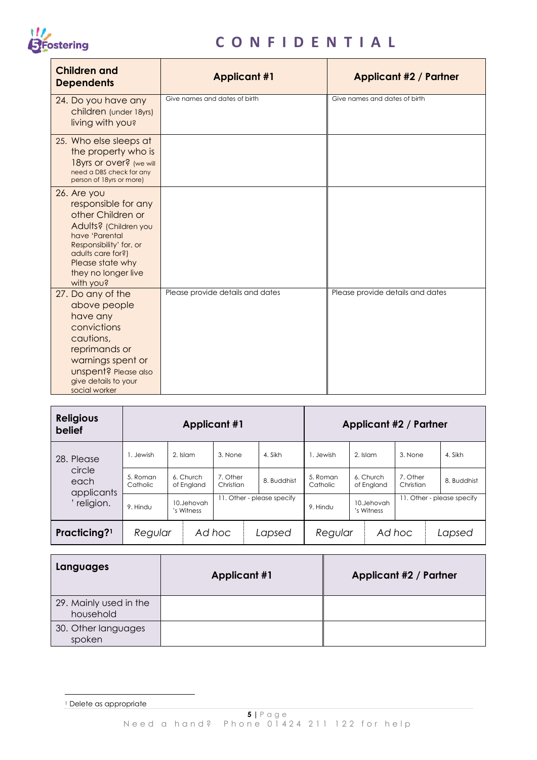# CONFIDENTIAL

| Children and Dependents | Applicant #1 | Applicant #2 / Partner |
|---|---|---|
| 24. Do you have any children (under 18yrs) living with you? | Give names and dates of birth | Give names and dates of birth |
| 25. Who else sleeps at the property who is 18yrs or over? (we will need a DBS check for any person of 18yrs or more) | | |
| 26. Are you responsible for any other Children or Adults? (Children you have 'Parental Responsibility' for, or adults care for?) Please state why they no longer live with you? | | |
| 27. Do any of the above people have any convictions cautions, reprimands or warnings spent or unspent? Please also give details to your social worker | Please provide details and dates | Please provide details and dates |

| Religious belief | Applicant #1 | | | | Applicant #2 / Partner | | | |
|---|---|---|---|---|---|---|---|---|
| 28. Please circle each applicants' religion. | 1. Jewish | 2. Islam | 3. None | 4. Sikh | 1. Jewish | 2. Islam | 3. None | 4. Sikh |
| | 5. Roman Catholic | 6. Church of England | 7. Other Christian | 8. Buddhist | 5. Roman Catholic | 6. Church of England | 7. Other Christian | 8. Buddhist |
| | 9. Hindu | 10. Jehovah's Witness | 11. Other - please specify | | 9. Hindu | 10. Jehovah's Witness | 11. Other - please specify | |
| **Practicing?**[1] | *Regular* | *Ad hoc* | *Lapsed* | | *Regular* | *Ad hoc* | *Lapsed* | |

| Languages | Applicant #1 | Applicant #2 / Partner |
|---|---|---|
| 29. Mainly used in the household | | |
| 30. Other languages spoken | | |

[1] Delete as appropriate

Need a hand? Phone 01424 211 122 for help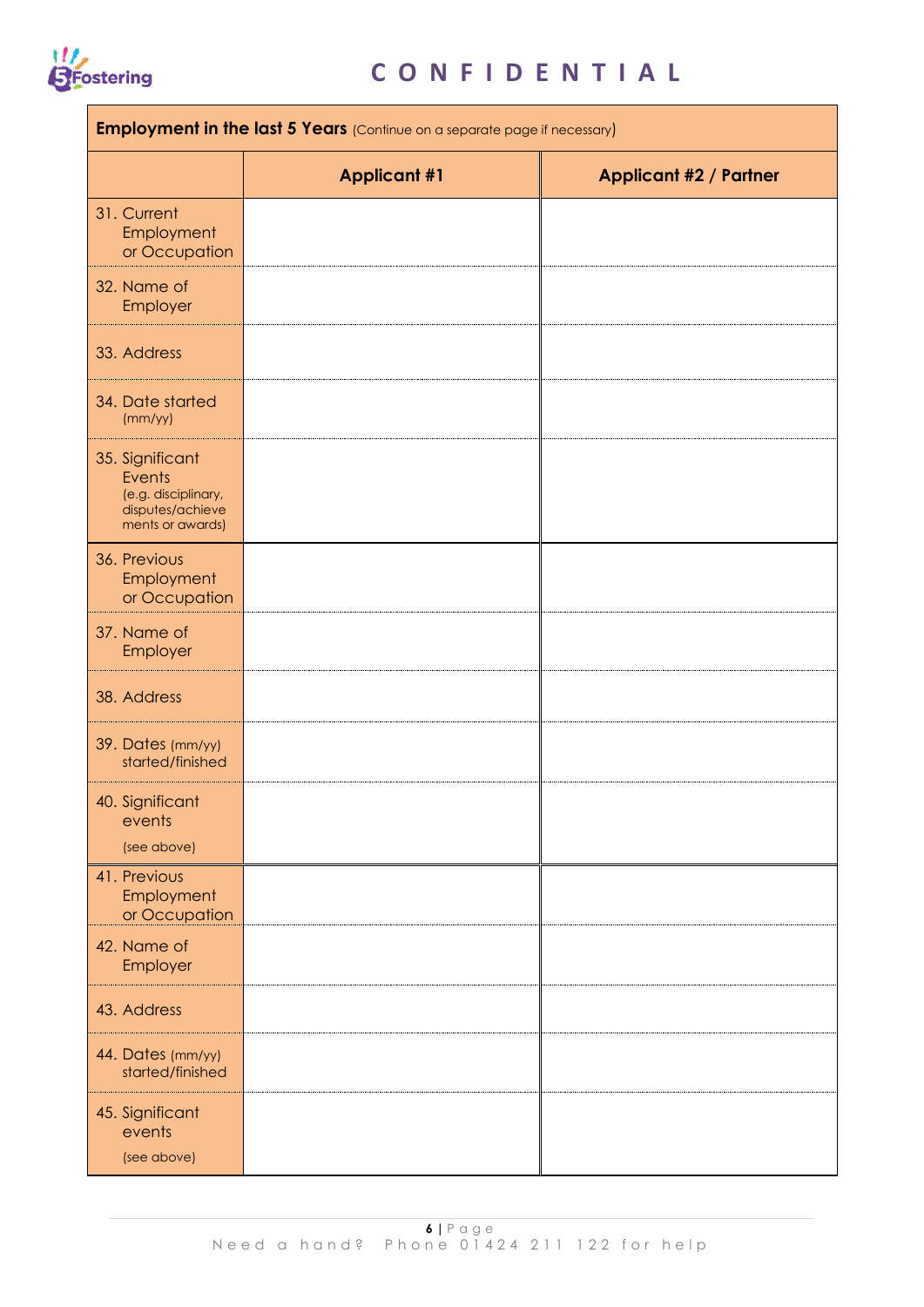| **Employment in the last 5 Years** (Continue on a separate page if necessary) | | |
|---|---|---|
| | **Applicant #1** | **Applicant #2 / Partner** |
| 31. Current Employment or Occupation | | |
| 32. Name of Employer | | |
| 33. Address | | |
| 34. Date started (mm/yy) | | |
| 35. Significant Events (e.g. disciplinary, disputes/achievements or awards) | | |
| 36. Previous Employment or Occupation | | |
| 37. Name of Employer | | |
| 38. Address | | |
| 39. Dates (mm/yy) started/finished | | |
| 40. Significant events (see above) | | |
| 41. Previous Employment or Occupation | | |
| 42. Name of Employer | | |
| 43. Address | | |
| 44. Dates (mm/yy) started/finished | | |
| 45. Significant events (see above) | | |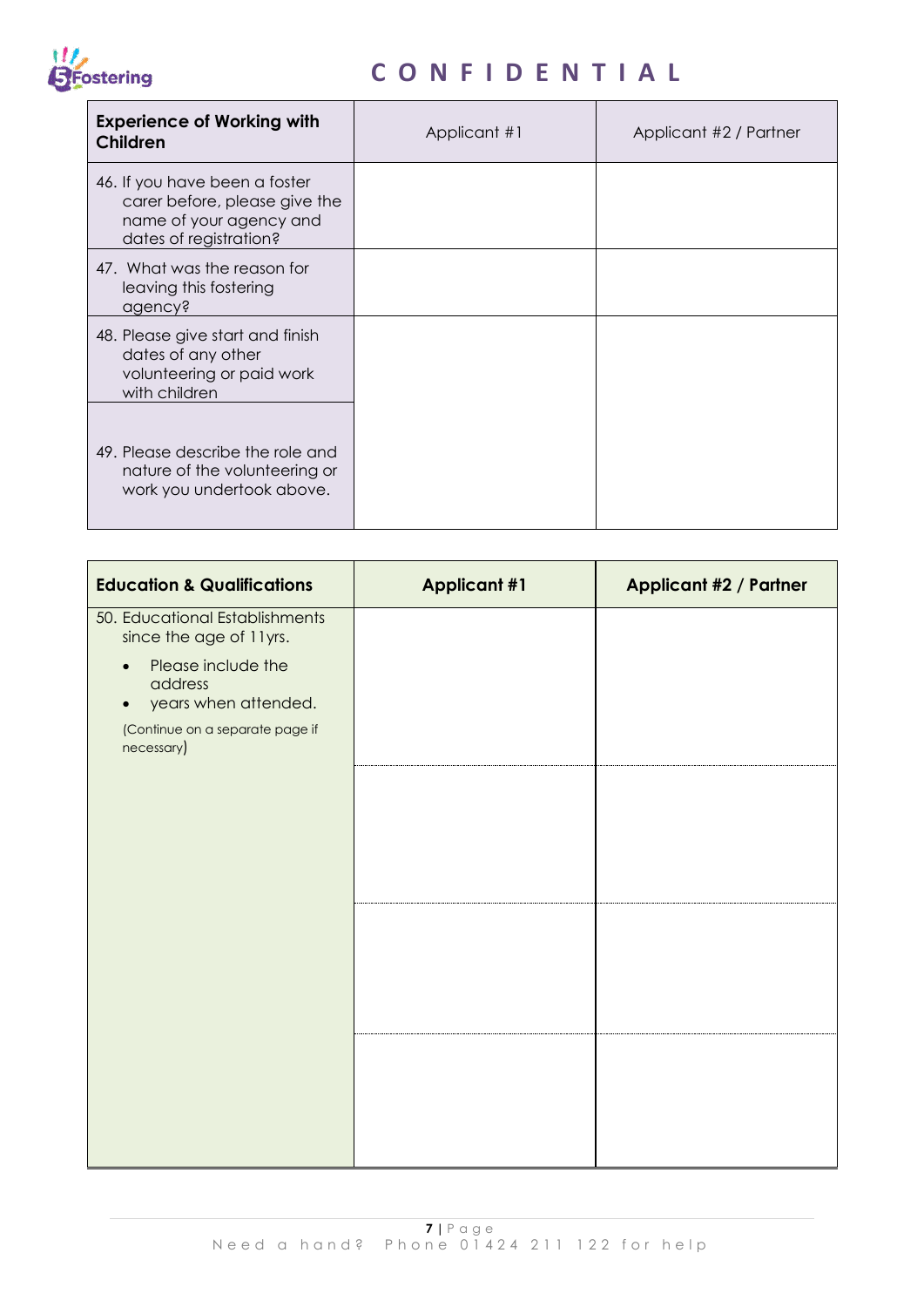**C O N F I D E N T I A L**

| Experience of Working with Children | Applicant #1 | Applicant #2 / Partner |
|---|---|---|
| 46. If you have been a foster carer before, please give the name of your agency and dates of registration? | | |
| 47. What was the reason for leaving this fostering agency? | | |
| 48. Please give start and finish dates of any other volunteering or paid work with children | | |
| 49. Please describe the role and nature of the volunteering or work you undertook above. | | |

| Education & Qualifications | Applicant #1 | Applicant #2 / Partner |
|---|---|---|
| 50. Educational Establishments since the age of 11yrs.<br>• Please include the address<br>• years when attended.<br>(Continue on a separate page if necessary) | | |
| | | |
| | | |
| | | |

Need a hand? Phone 01424 211 122 for help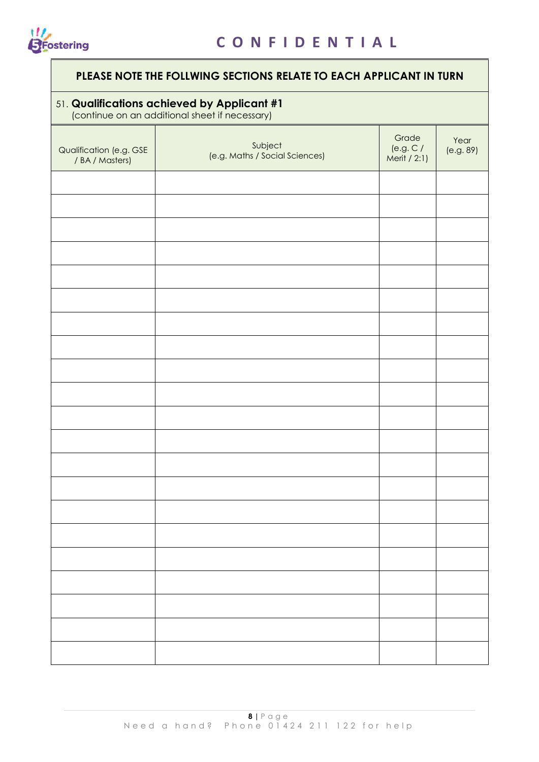**CONFIDENTIAL**

**PLEASE NOTE THE FOLLWING SECTIONS RELATE TO EACH APPLICANT IN TURN**

51. **Qualifications achieved by Applicant #1**
(continue on an additional sheet if necessary)

| Qualification (e.g. GSE / BA / Masters) | Subject (e.g. Maths / Social Sciences) | Grade (e.g. C / Merit / 2:1) | Year (e.g. 89) |
|---|---|---|---|
| | | | |
| | | | |
| | | | |
| | | | |
| | | | |
| | | | |
| | | | |
| | | | |
| | | | |
| | | | |
| | | | |
| | | | |
| | | | |
| | | | |
| | | | |
| | | | |
| | | | |
| | | | |
| | | | |
| | | | |
| | | | |

Need a hand? Phone 01424 211 122 for help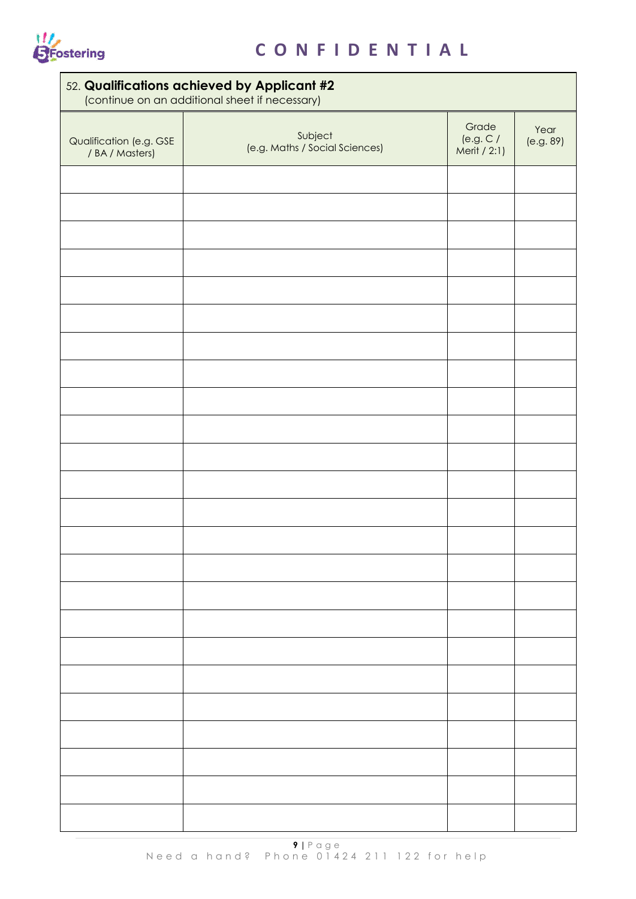CONFIDENTIAL

52. **Qualifications achieved by Applicant #2**
(continue on an additional sheet if necessary)

| Qualification (e.g. GSE / BA / Masters) | Subject (e.g. Maths / Social Sciences) | Grade (e.g. C / Merit / 2:1) | Year (e.g. 89) |
|---|---|---|---|
| | | | |
| | | | |
| | | | |
| | | | |
| | | | |
| | | | |
| | | | |
| | | | |
| | | | |
| | | | |
| | | | |
| | | | |
| | | | |
| | | | |
| | | | |
| | | | |
| | | | |
| | | | |
| | | | |
| | | | |
| | | | |
| | | | |
| | | | |
| | | | |

Need a hand? Phone 01424 211 122 for help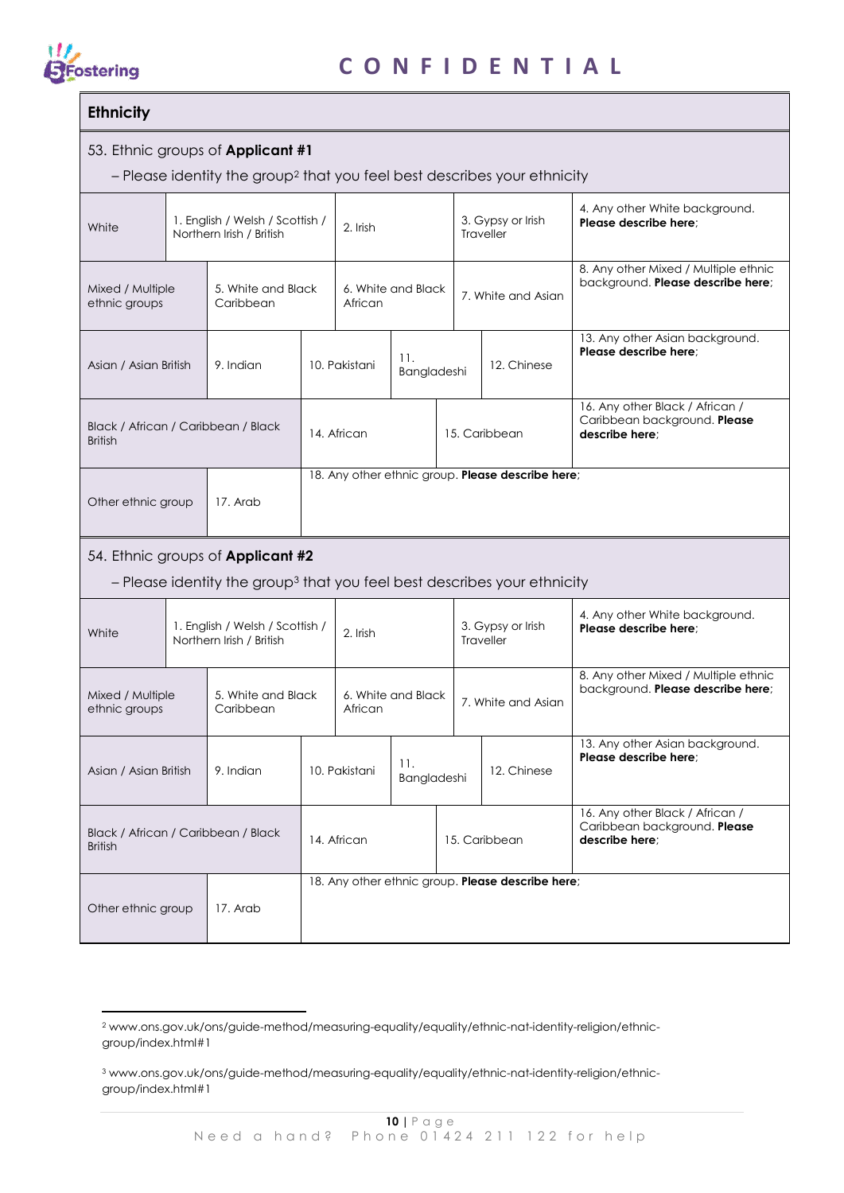## Ethnicity

53. Ethnic groups of **Applicant #1**

– Please identity the group[2] that you feel best describes your ethnicity

| | | | | |
|---|---|---|---|---|
| White | 1. English / Welsh / Scottish / Northern Irish / British | 2. Irish | 3. Gypsy or Irish Traveller | 4. Any other White background. **Please describe here**; |
| Mixed / Multiple ethnic groups | 5. White and Black Caribbean | 6. White and Black African | 7. White and Asian | 8. Any other Mixed / Multiple ethnic background. **Please describe here**; |
| Asian / Asian British | 9. Indian | 10. Pakistani | 11. Bangladeshi | 12. Chinese | 13. Any other Asian background. **Please describe here**; |
| Black / African / Caribbean / Black British | 14. African | 15. Caribbean | 16. Any other Black / African / Caribbean background. **Please describe here**; | |
| Other ethnic group | 17. Arab | 18. Any other ethnic group. **Please describe here**; | | |

54. Ethnic groups of **Applicant #2**

– Please identity the group[3] that you feel best describes your ethnicity

| | | | | |
|---|---|---|---|---|
| White | 1. English / Welsh / Scottish / Northern Irish / British | 2. Irish | 3. Gypsy or Irish Traveller | 4. Any other White background. **Please describe here**; |
| Mixed / Multiple ethnic groups | 5. White and Black Caribbean | 6. White and Black African | 7. White and Asian | 8. Any other Mixed / Multiple ethnic background. **Please describe here**; |
| Asian / Asian British | 9. Indian | 10. Pakistani | 11. Bangladeshi | 12. Chinese | 13. Any other Asian background. **Please describe here**; |
| Black / African / Caribbean / Black British | 14. African | 15. Caribbean | 16. Any other Black / African / Caribbean background. **Please describe here**; | |
| Other ethnic group | 17. Arab | 18. Any other ethnic group. **Please describe here**; | | |

[2] www.ons.gov.uk/ons/guide-method/measuring-equality/equality/ethnic-nat-identity-religion/ethnic-group/index.html#1

[3] www.ons.gov.uk/ons/guide-method/measuring-equality/equality/ethnic-nat-identity-religion/ethnic-group/index.html#1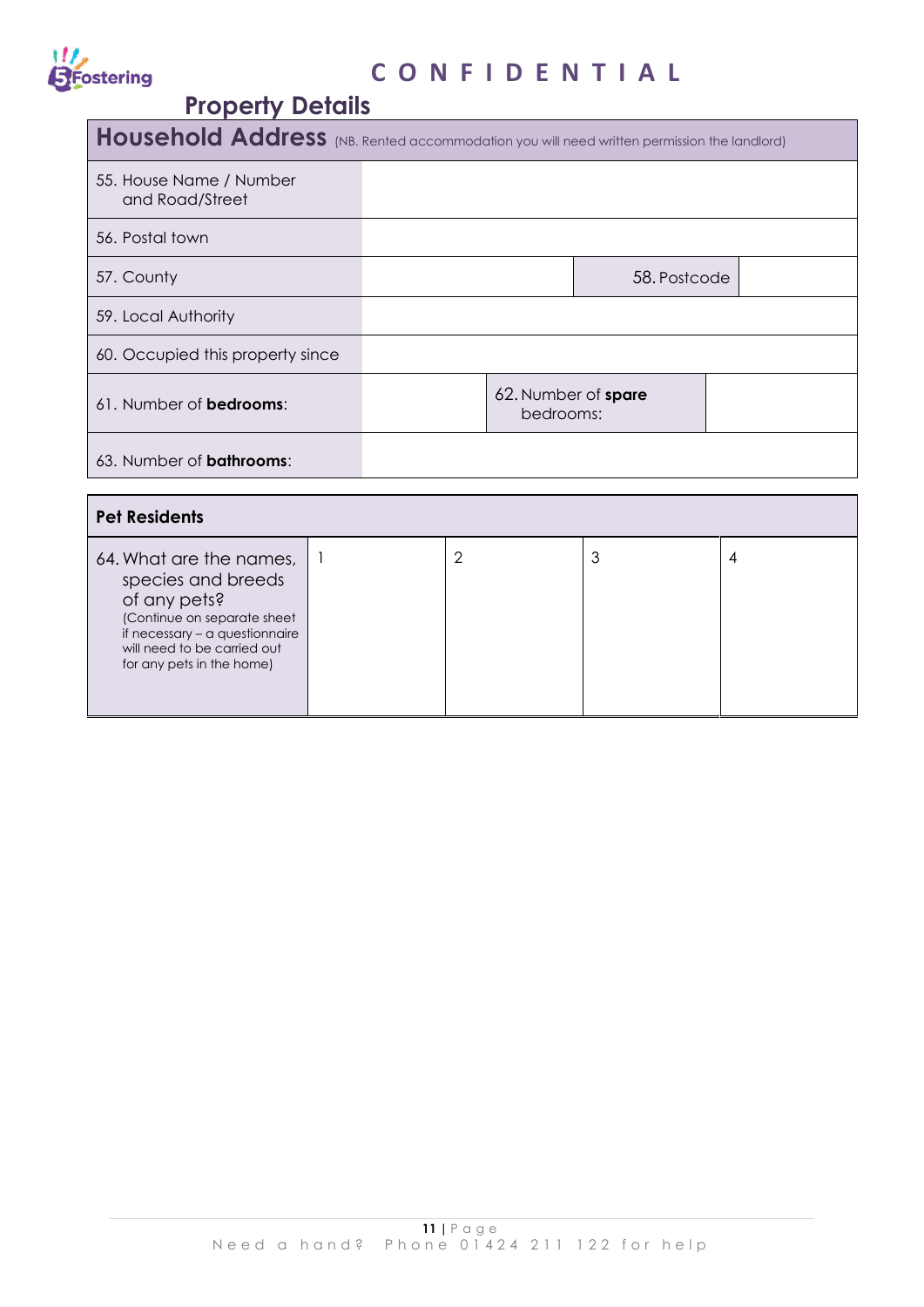**C O N F I D E N T I A L**

## Property Details

| Household Address (NB. Rented accommodation you will need written permission the landlord) | | | |
|---|---|---|---|
| 55. House Name / Number and Road/Street | | | |
| 56. Postal town | | | |
| 57. County | | 58. Postcode | |
| 59. Local Authority | | | |
| 60. Occupied this property since | | | |
| 61. Number of **bedrooms**: | | 62. Number of **spare** bedrooms: | |
| 63. Number of **bathrooms**: | | | |

| **Pet Residents** | | | | |
|---|---|---|---|---|
| 64. What are the names, species and breeds of any pets? (Continue on separate sheet if necessary – a questionnaire will need to be carried out for any pets in the home) | 1 | 2 | 3 | 4 |

Need a hand? Phone 01424 211 122 for help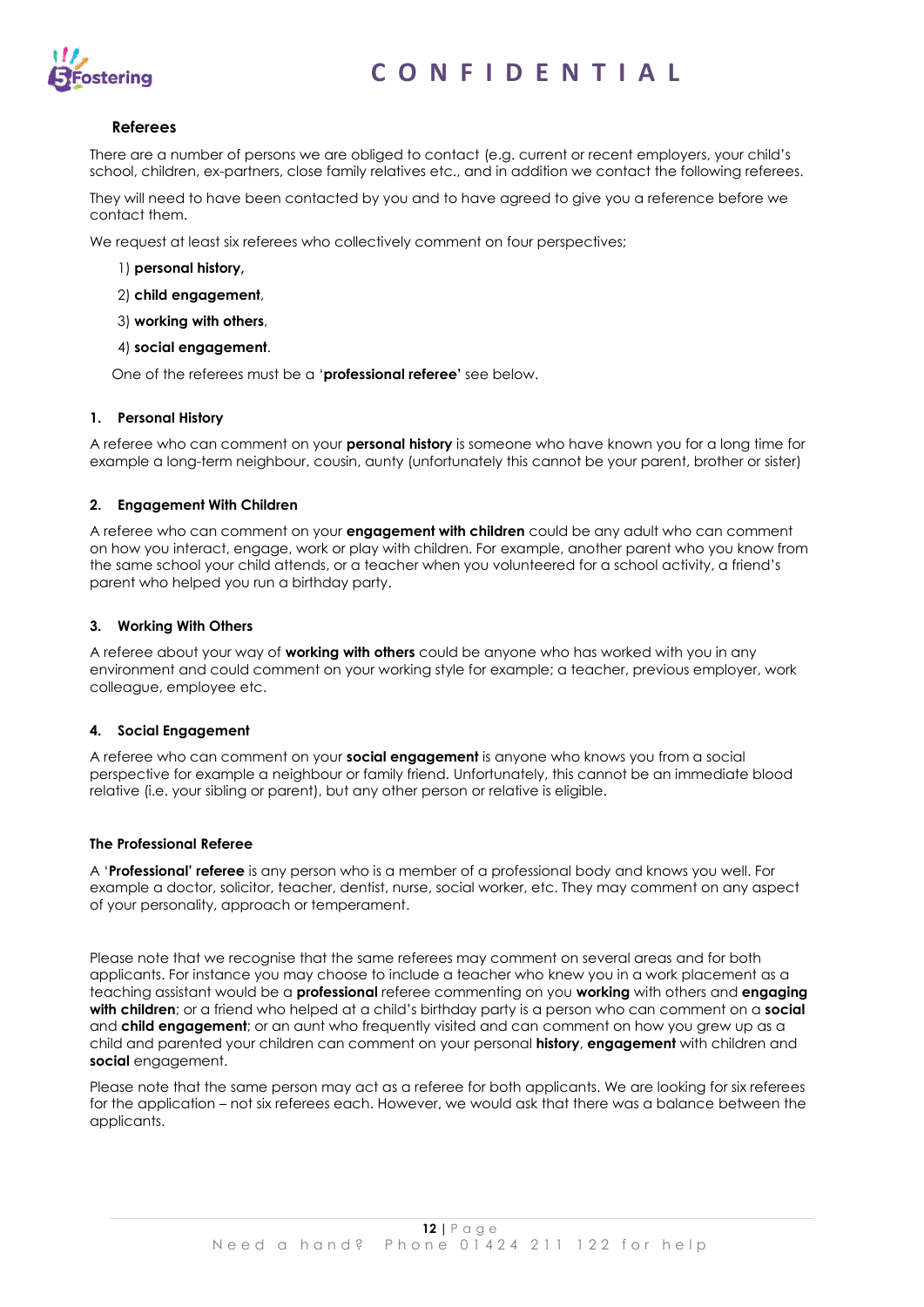## Referees

There are a number of persons we are obliged to contact (e.g. current or recent employers, your child's school, children, ex-partners, close family relatives etc., and in addition we contact the following referees.

They will need to have been contacted by you and to have agreed to give you a reference before we contact them.

We request at least six referees who collectively comment on four perspectives;

1) **personal history,**
2) **child engagement**,
3) **working with others**,
4) **social engagement**.

One of the referees must be a '**professional referee'** see below.

### 1. Personal History

A referee who can comment on your **personal history** is someone who have known you for a long time for example a long-term neighbour, cousin, aunty (unfortunately this cannot be your parent, brother or sister)

### 2. Engagement With Children

A referee who can comment on your **engagement with children** could be any adult who can comment on how you interact, engage, work or play with children. For example, another parent who you know from the same school your child attends, or a teacher when you volunteered for a school activity, a friend's parent who helped you run a birthday party.

### 3. Working With Others

A referee about your way of **working with others** could be anyone who has worked with you in any environment and could comment on your working style for example; a teacher, previous employer, work colleague, employee etc.

### 4. Social Engagement

A referee who can comment on your **social engagement** is anyone who knows you from a social perspective for example a neighbour or family friend. Unfortunately, this cannot be an immediate blood relative (i.e. your sibling or parent), but any other person or relative is eligible.

### The Professional Referee

A '**Professional' referee** is any person who is a member of a professional body and knows you well. For example a doctor, solicitor, teacher, dentist, nurse, social worker, etc. They may comment on any aspect of your personality, approach or temperament.

Please note that we recognise that the same referees may comment on several areas and for both applicants. For instance you may choose to include a teacher who knew you in a work placement as a teaching assistant would be a **professional** referee commenting on you **working** with others and **engaging with children**; or a friend who helped at a child's birthday party is a person who can comment on a **social** and **child engagement**; or an aunt who frequently visited and can comment on how you grew up as a child and parented your children can comment on your personal **history**, **engagement** with children and **social** engagement.

Please note that the same person may act as a referee for both applicants. We are looking for six referees for the application – not six referees each. However, we would ask that there was a balance between the applicants.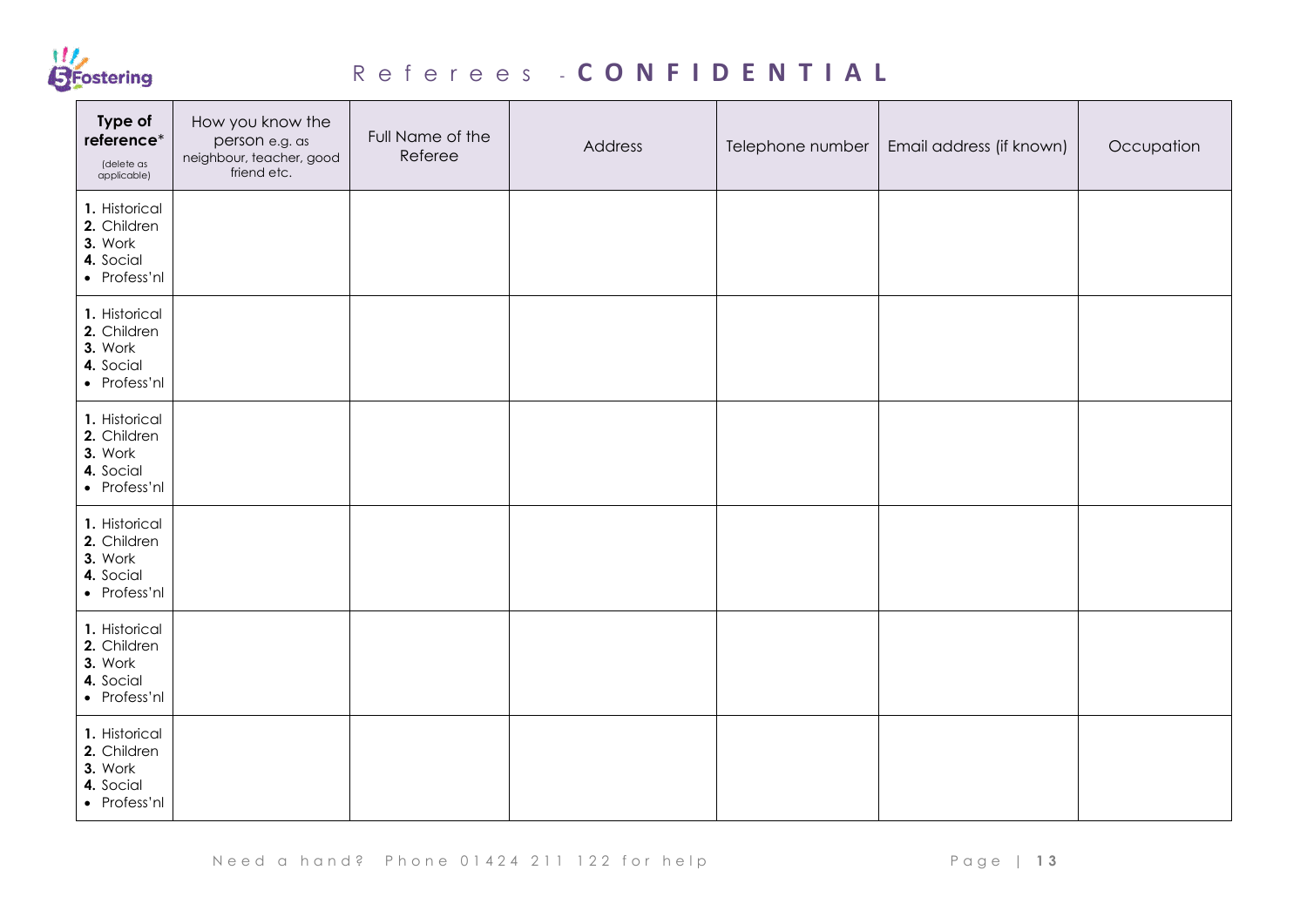# Referees - **CONFIDENTIAL**

| **Type of reference*** (delete as applicable) | How you know the person e.g. as neighbour, teacher, good friend etc. | Full Name of the Referee | Address | Telephone number | Email address (if known) | Occupation |
|---|---|---|---|---|---|---|
| **1.** Historical<br>**2.** Children<br>**3.** Work<br>**4.** Social<br>• Profess'nl | | | | | | |
| **1.** Historical<br>**2.** Children<br>**3.** Work<br>**4.** Social<br>• Profess'nl | | | | | | |
| **1.** Historical<br>**2.** Children<br>**3.** Work<br>**4.** Social<br>• Profess'nl | | | | | | |
| **1.** Historical<br>**2.** Children<br>**3.** Work<br>**4.** Social<br>• Profess'nl | | | | | | |
| **1.** Historical<br>**2.** Children<br>**3.** Work<br>**4.** Social<br>• Profess'nl | | | | | | |
| **1.** Historical<br>**2.** Children<br>**3.** Work<br>**4.** Social<br>• Profess'nl | | | | | | |

Need a hand? Phone 01424 211 122 for help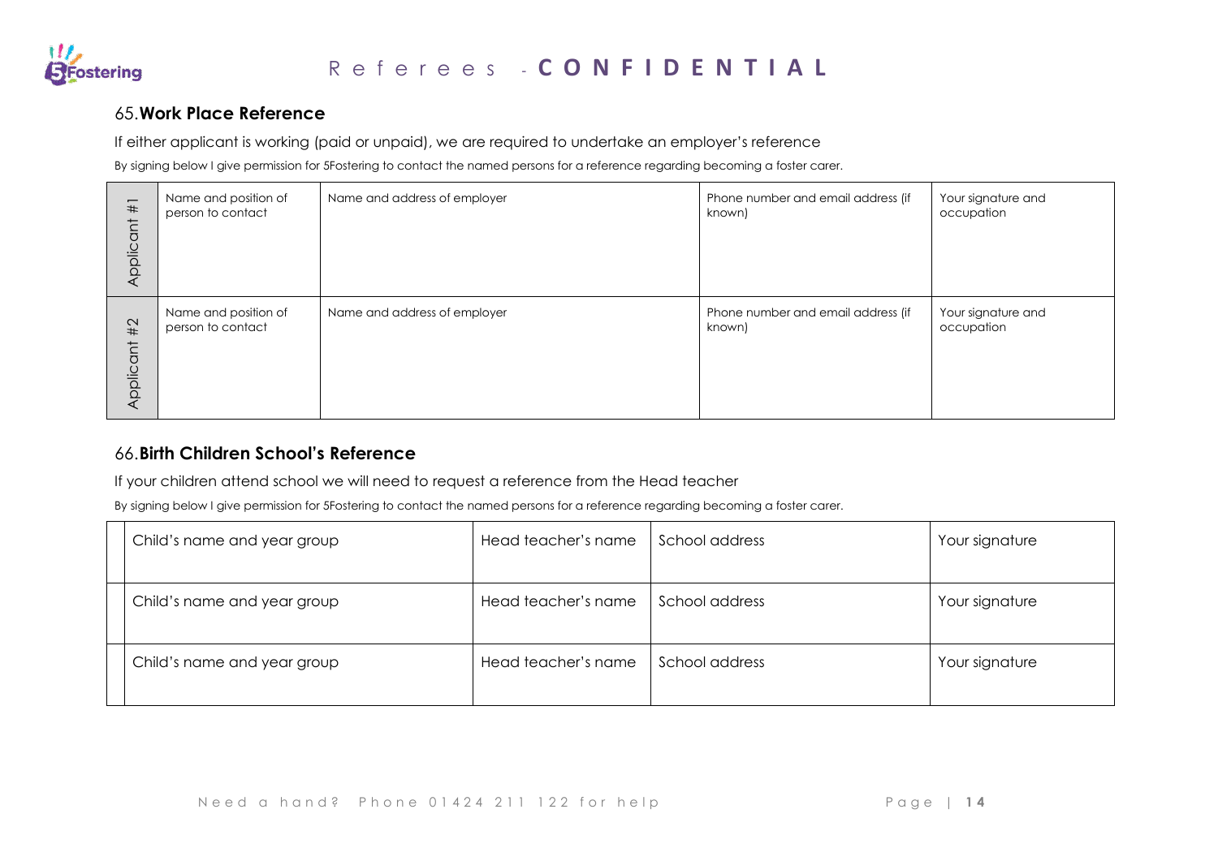# Referees - CONFIDENTIAL

## 65. Work Place Reference

If either applicant is working (paid or unpaid), we are required to undertake an employer's reference

By signing below I give permission for 5Fostering to contact the named persons for a reference regarding becoming a foster carer.

| | | | | |
|---|---|---|---|---|
| Applicant #1 | Name and position of person to contact | Name and address of employer | Phone number and email address (if known) | Your signature and occupation |
| Applicant #2 | Name and position of person to contact | Name and address of employer | Phone number and email address (if known) | Your signature and occupation |

## 66. Birth Children School's Reference

If your children attend school we will need to request a reference from the Head teacher

By signing below I give permission for 5Fostering to contact the named persons for a reference regarding becoming a foster carer.

| | | | | |
|---|---|---|---|---|
| | Child's name and year group | Head teacher's name | School address | Your signature |
| | Child's name and year group | Head teacher's name | School address | Your signature |
| | Child's name and year group | Head teacher's name | School address | Your signature |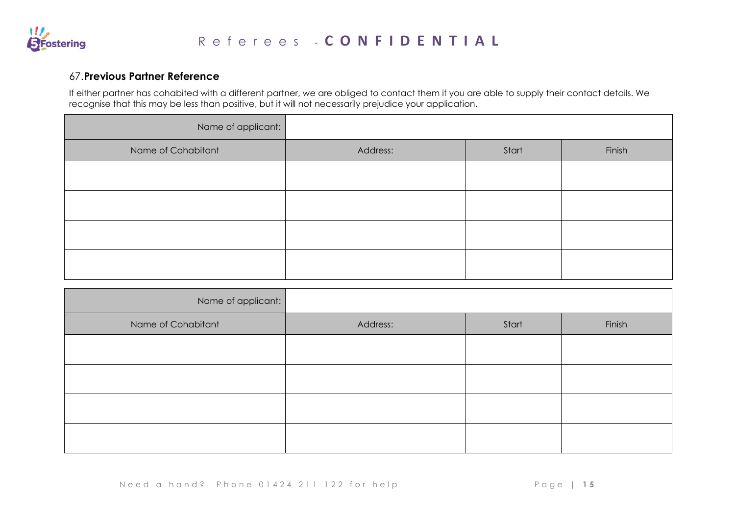## 67. Previous Partner Reference

If either partner has cohabited with a different partner, we are obliged to contact them if you are able to supply their contact details. We recognise that this may be less than positive, but it will not necessarily prejudice your application.

| Name of applicant: | | | |
|---|---|---|---|
| Name of Cohabitant | Address: | Start | Finish |
| | | | |
| | | | |
| | | | |
| | | | |

| Name of applicant: | | | |
|---|---|---|---|
| Name of Cohabitant | Address: | Start | Finish |
| | | | |
| | | | |
| | | | |
| | | | |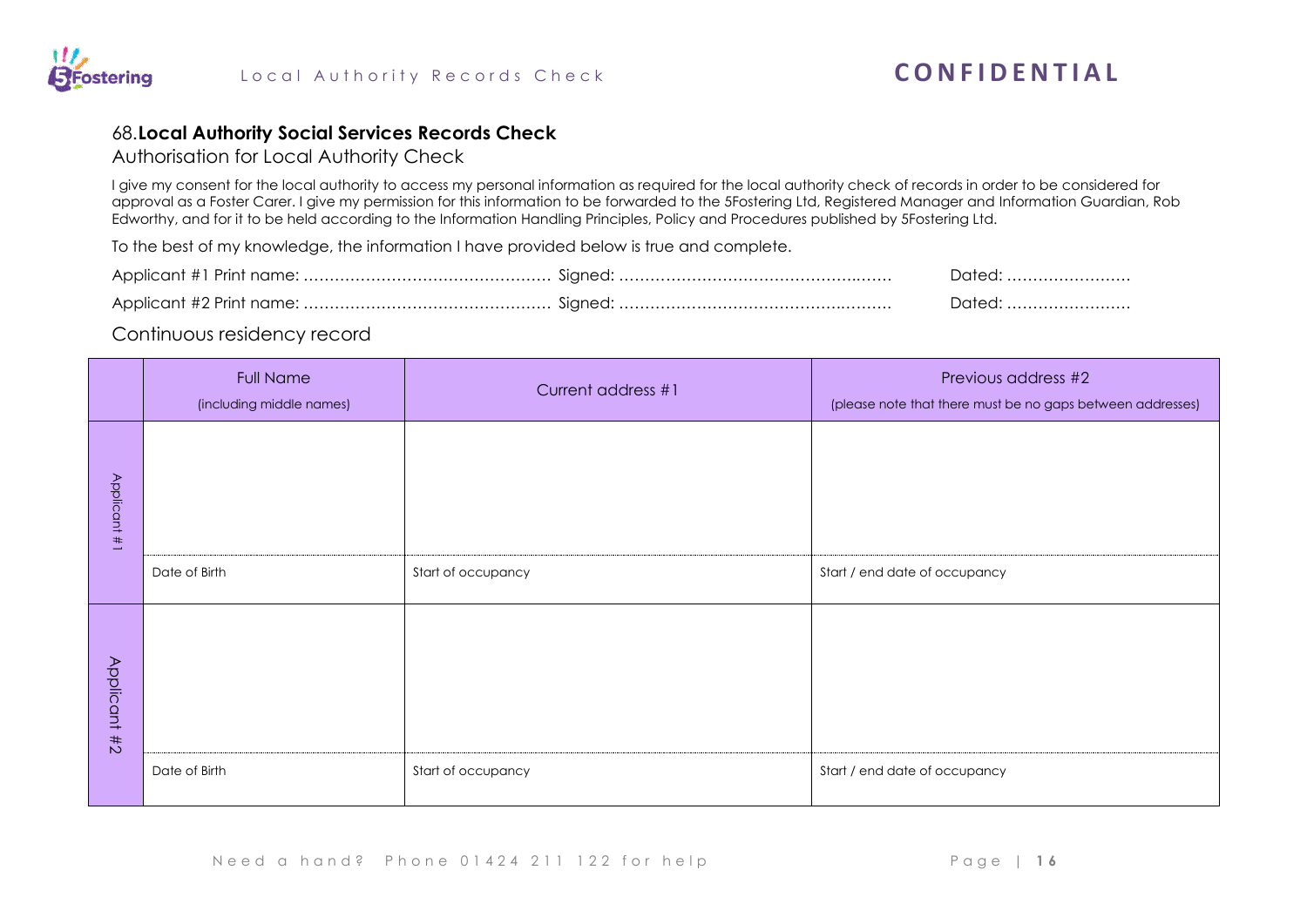## 68. **Local Authority Social Services Records Check**

### Authorisation for Local Authority Check

I give my consent for the local authority to access my personal information as required for the local authority check of records in order to be considered for approval as a Foster Carer. I give my permission for this information to be forwarded to the 5Fostering Ltd, Registered Manager and Information Guardian, Rob Edworthy, and for it to be held according to the Information Handling Principles, Policy and Procedures published by 5Fostering Ltd.

To the best of my knowledge, the information I have provided below is true and complete.

Applicant #1 Print name: ……………………………………… Signed: ……………………………………………. Dated: ……………………

Applicant #2 Print name: ……………………………………… Signed: ……………………………………………. Dated: ……………………

### Continuous residency record

| | Full Name (including middle names) | Current address #1 | Previous address #2 (please note that there must be no gaps between addresses) |
|---|---|---|---|
| Applicant #1 | | | |
| | Date of Birth | Start of occupancy | Start / end date of occupancy |
| Applicant #2 | | | |
| | Date of Birth | Start of occupancy | Start / end date of occupancy |

Need a hand? Phone 01424 211 122 for help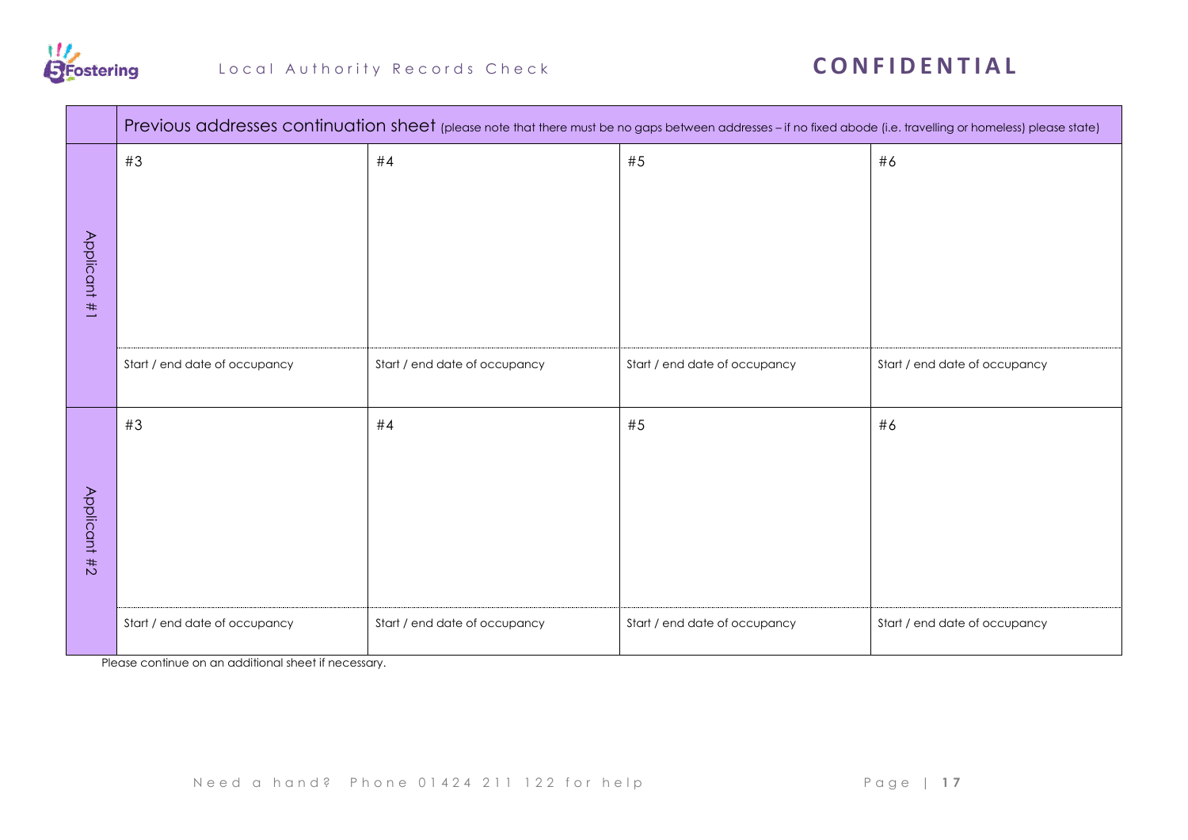Local Authority Records Check

**CONFIDENTIAL**

| | Previous addresses continuation sheet (please note that there must be no gaps between addresses – if no fixed abode (i.e. travelling or homeless) please state) | | | |
|---|---|---|---|---|
| Applicant #1 | #3 | #4 | #5 | #6 |
| | Start / end date of occupancy | Start / end date of occupancy | Start / end date of occupancy | Start / end date of occupancy |
| Applicant #2 | #3 | #4 | #5 | #6 |
| | Start / end date of occupancy | Start / end date of occupancy | Start / end date of occupancy | Start / end date of occupancy |

Please continue on an additional sheet if necessary.

Need a hand? Phone 01424 211 122 for help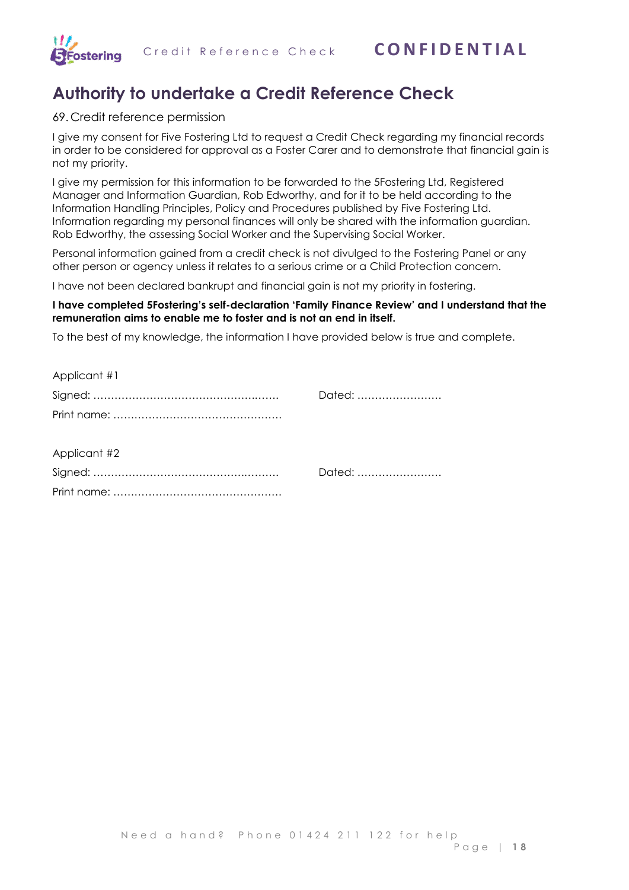# Authority to undertake a Credit Reference Check

69. Credit reference permission

I give my consent for Five Fostering Ltd to request a Credit Check regarding my financial records in order to be considered for approval as a Foster Carer and to demonstrate that financial gain is not my priority.

I give my permission for this information to be forwarded to the 5Fostering Ltd, Registered Manager and Information Guardian, Rob Edworthy, and for it to be held according to the Information Handling Principles, Policy and Procedures published by Five Fostering Ltd. Information regarding my personal finances will only be shared with the information guardian. Rob Edworthy, the assessing Social Worker and the Supervising Social Worker.

Personal information gained from a credit check is not divulged to the Fostering Panel or any other person or agency unless it relates to a serious crime or a Child Protection concern.

I have not been declared bankrupt and financial gain is not my priority in fostering.

**I have completed 5Fostering's self-declaration 'Family Finance Review' and I understand that the remuneration aims to enable me to foster and is not an end in itself.**

To the best of my knowledge, the information I have provided below is true and complete.

Applicant #1

Signed: ………………………………………..…… Dated: ……………………

Print name: ……………………………………………

Applicant #2

Signed: ……………………………………..……… Dated: ……………………

Print name: ……………………………………………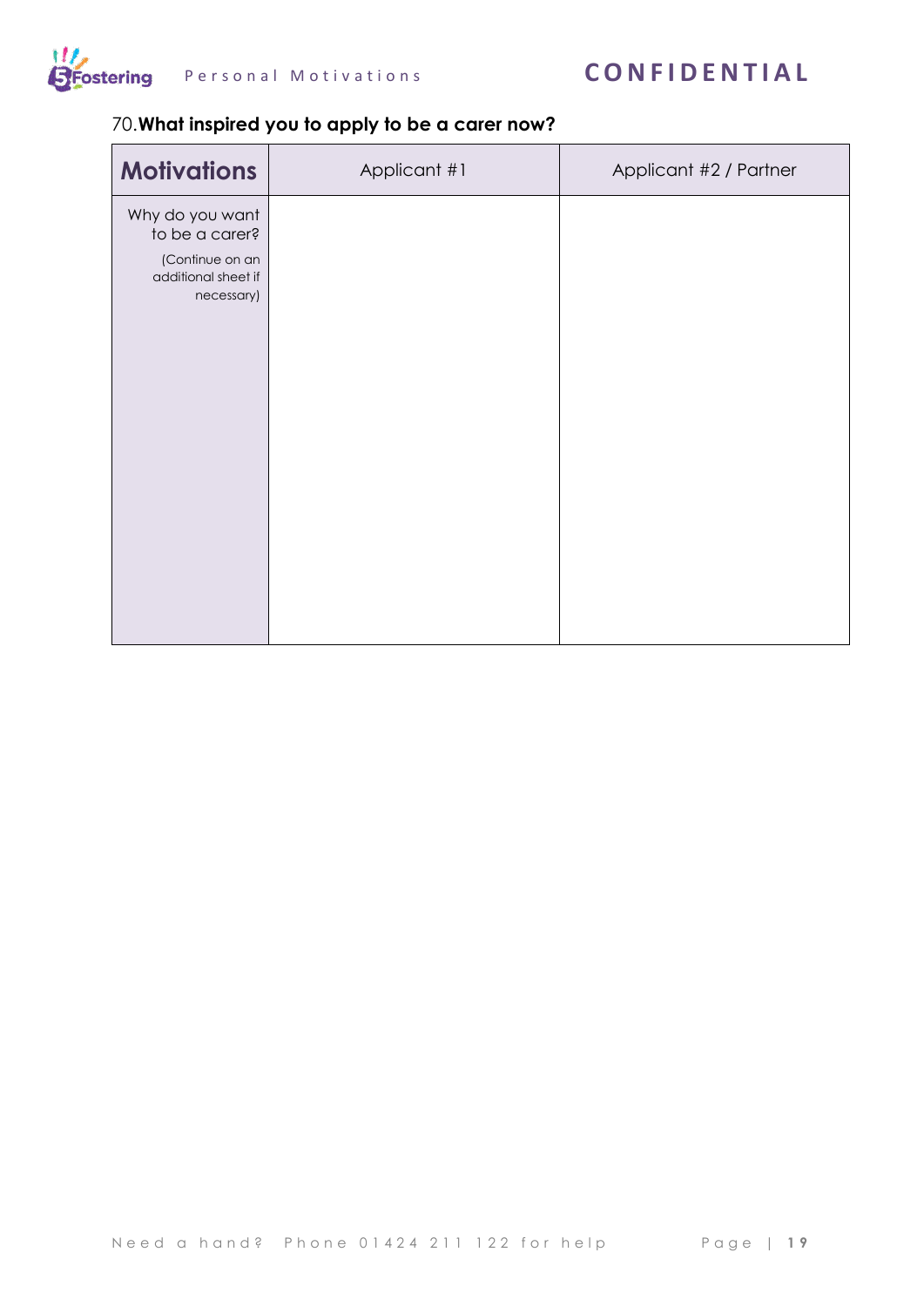70. **What inspired you to apply to be a carer now?**

| **Motivations** | Applicant #1 | Applicant #2 / Partner |
|---|---|---|
| Why do you want to be a carer? (Continue on an additional sheet if necessary) | | |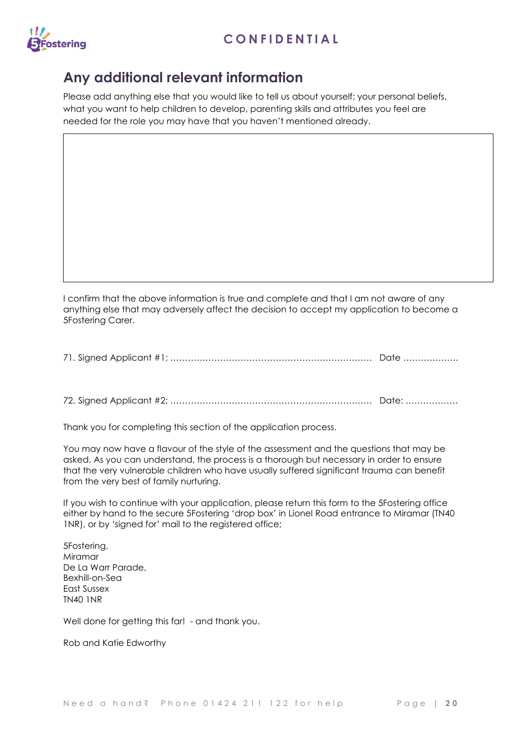## Any additional relevant information

Please add anything else that you would like to tell us about yourself; your personal beliefs, what you want to help children to develop, parenting skills and attributes you feel are needed for the role you may have that you haven't mentioned already.

I confirm that the above information is true and complete and that I am not aware of any anything else that may adversely affect the decision to accept my application to become a 5Fostering Carer.

71. Signed Applicant #1; …………………………………………………………… Date ………………

72. Signed Applicant #2; …………………………………………………………… Date: ………………

Thank you for completing this section of the application process.

You may now have a flavour of the style of the assessment and the questions that may be asked. As you can understand, the process is a thorough but necessary in order to ensure that the very vulnerable children who have usually suffered significant trauma can benefit from the very best of family nurturing.

If you wish to continue with your application, please return this form to the 5Fostering office either by hand to the secure 5Fostering 'drop box' in Lionel Road entrance to Miramar (TN40 1NR), or by 'signed for' mail to the registered office;

5Fostering,
Miramar
De La Warr Parade,
Bexhill-on-Sea
East Sussex
TN40 1NR

Well done for getting this far! - and thank you.

Rob and Katie Edworthy